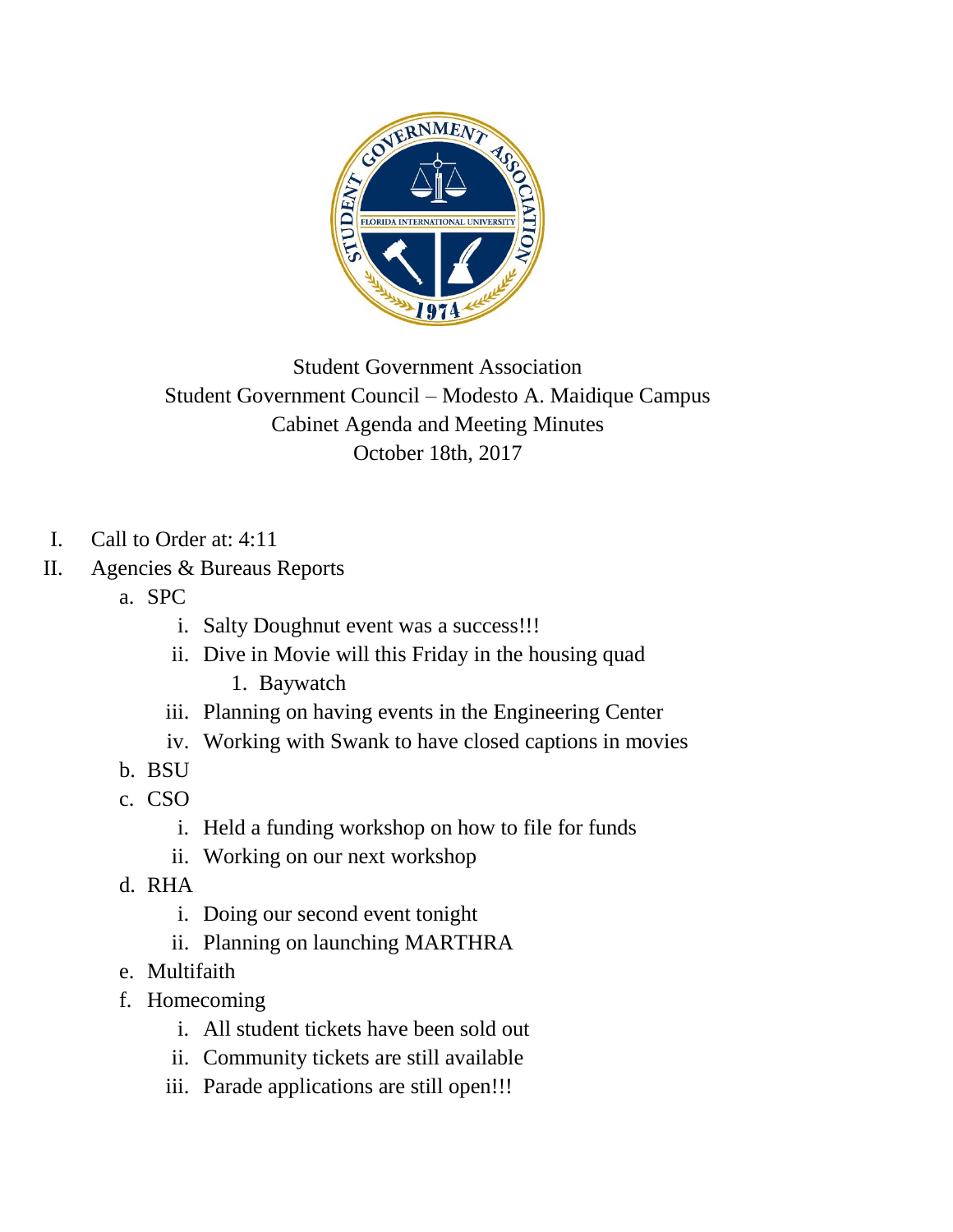Student Government Association
Student Government Council – Modesto A. Maidique Campus
Cabinet Agenda and Meeting Minutes
October 18th, 2017

I. Call to Order at: 4:11
II. Agencies & Bureaus Reports
   a. SPC
      i. Salty Doughnut event was a success!!!
      ii. Dive in Movie will this Friday in the housing quad
         1. Baywatch
      iii. Planning on having events in the Engineering Center
      iv. Working with Swank to have closed captions in movies
   b. BSU
   c. CSO
      i. Held a funding workshop on how to file for funds
      ii. Working on our next workshop
   d. RHA
      i. Doing our second event tonight
      ii. Planning on launching MARTHRA
   e. Multifaith
   f. Homecoming
      i. All student tickets have been sold out
      ii. Community tickets are still available
      iii. Parade applications are still open!!!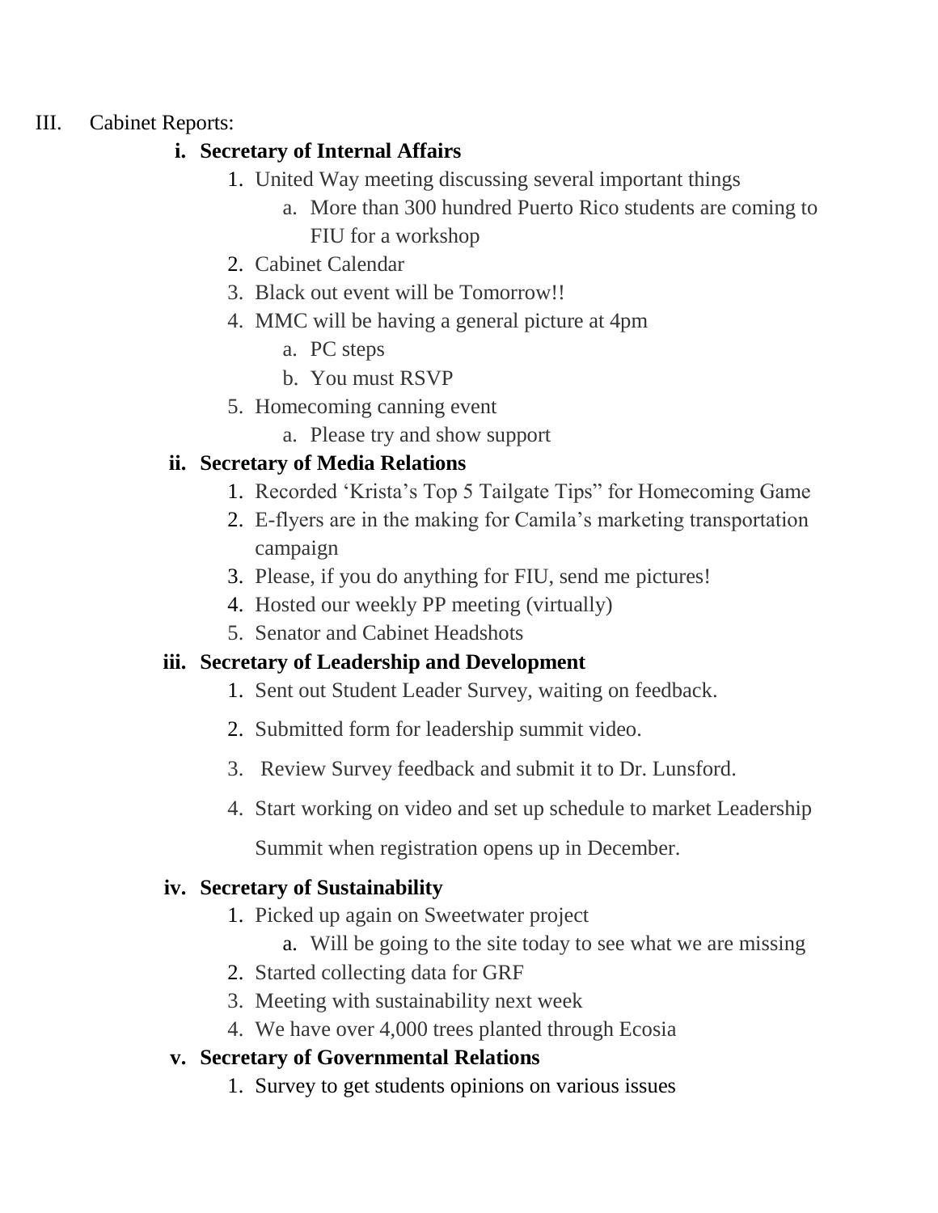III. Cabinet Reports:

**i. Secretary of Internal Affairs**

1. United Way meeting discussing several important things
    a. More than 300 hundred Puerto Rico students are coming to FIU for a workshop
2. Cabinet Calendar
3. Black out event will be Tomorrow!!
4. MMC will be having a general picture at 4pm
    a. PC steps
    b. You must RSVP
5. Homecoming canning event
    a. Please try and show support

**ii. Secretary of Media Relations**

1. Recorded 'Krista's Top 5 Tailgate Tips" for Homecoming Game
2. E-flyers are in the making for Camila's marketing transportation campaign
3. Please, if you do anything for FIU, send me pictures!
4. Hosted our weekly PP meeting (virtually)
5. Senator and Cabinet Headshots

**iii. Secretary of Leadership and Development**

1. Sent out Student Leader Survey, waiting on feedback.
2. Submitted form for leadership summit video.
3. Review Survey feedback and submit it to Dr. Lunsford.
4. Start working on video and set up schedule to market Leadership Summit when registration opens up in December.

**iv. Secretary of Sustainability**

1. Picked up again on Sweetwater project
    a. Will be going to the site today to see what we are missing
2. Started collecting data for GRF
3. Meeting with sustainability next week
4. We have over 4,000 trees planted through Ecosia

**v. Secretary of Governmental Relations**

1. Survey to get students opinions on various issues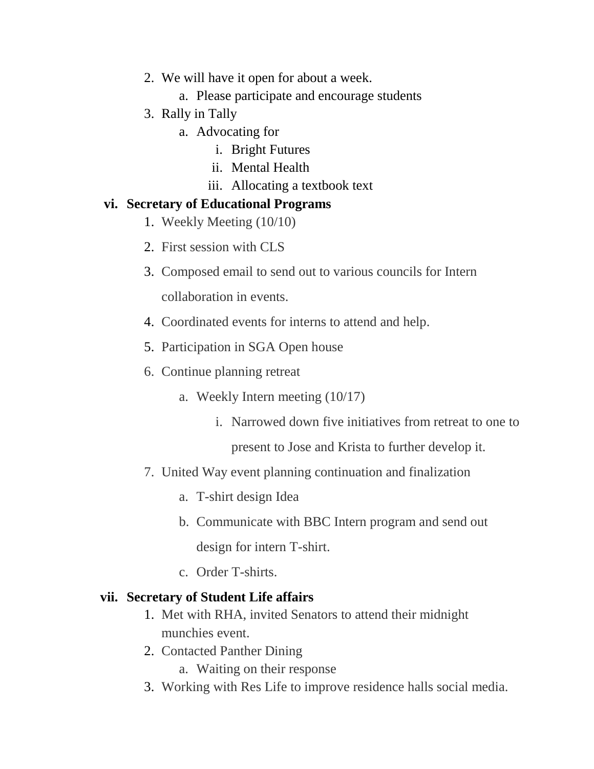2. We will have it open for about a week.
    a. Please participate and encourage students
3. Rally in Tally
    a. Advocating for
        i. Bright Futures
        ii. Mental Health
        iii. Allocating a textbook text

**vi. Secretary of Educational Programs**

1. Weekly Meeting (10/10)
2. First session with CLS
3. Composed email to send out to various councils for Intern collaboration in events.
4. Coordinated events for interns to attend and help.
5. Participation in SGA Open house
6. Continue planning retreat
    a. Weekly Intern meeting (10/17)
        i. Narrowed down five initiatives from retreat to one to present to Jose and Krista to further develop it.
7. United Way event planning continuation and finalization
    a. T-shirt design Idea
    b. Communicate with BBC Intern program and send out design for intern T-shirt.
    c. Order T-shirts.

**vii. Secretary of Student Life affairs**

1. Met with RHA, invited Senators to attend their midnight munchies event.
2. Contacted Panther Dining
    a. Waiting on their response
3. Working with Res Life to improve residence halls social media.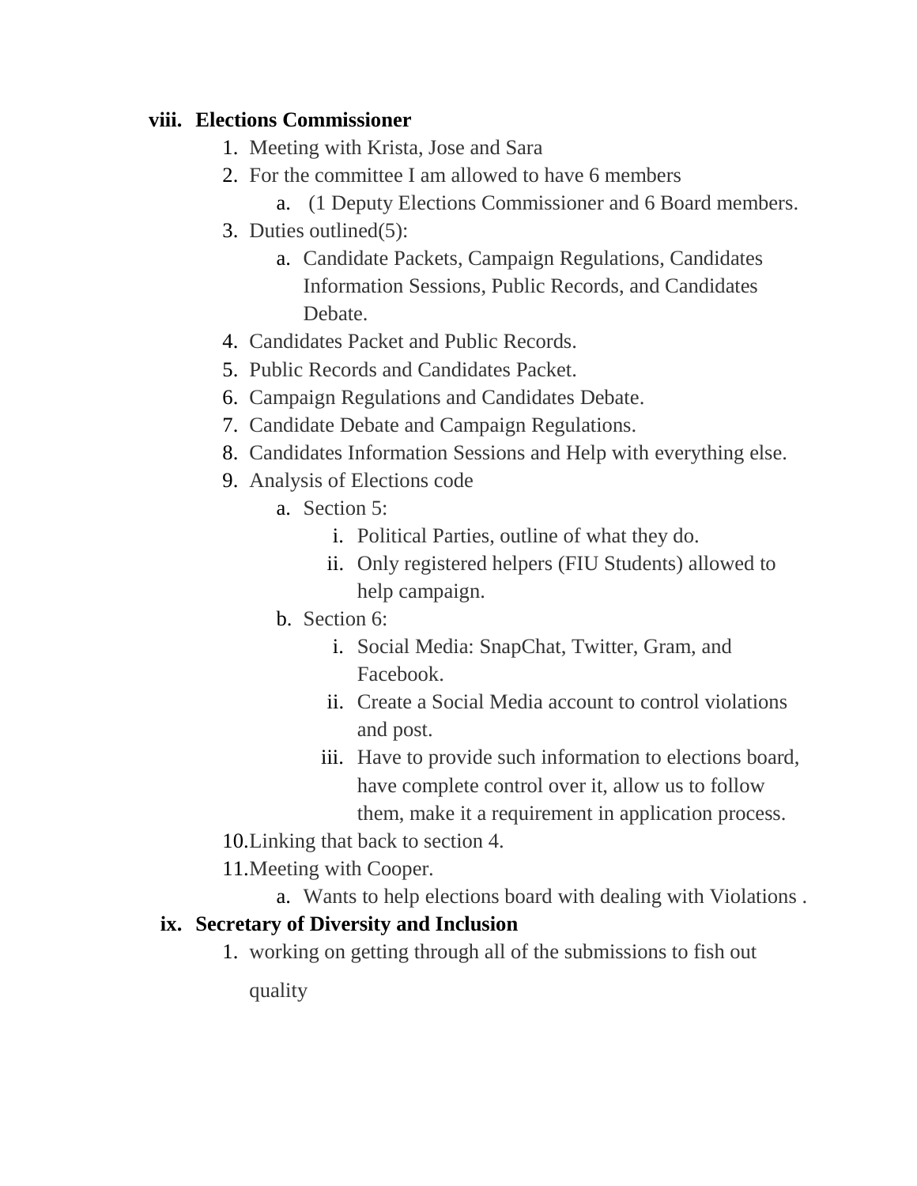viii. **Elections Commissioner**

1. Meeting with Krista, Jose and Sara
2. For the committee I am allowed to have 6 members
    a. (1 Deputy Elections Commissioner and 6 Board members.
3. Duties outlined(5):
    a. Candidate Packets, Campaign Regulations, Candidates Information Sessions, Public Records, and Candidates Debate.
4. Candidates Packet and Public Records.
5. Public Records and Candidates Packet.
6. Campaign Regulations and Candidates Debate.
7. Candidate Debate and Campaign Regulations.
8. Candidates Information Sessions and Help with everything else.
9. Analysis of Elections code
    a. Section 5:
        i. Political Parties, outline of what they do.
        ii. Only registered helpers (FIU Students) allowed to help campaign.
    b. Section 6:
        i. Social Media: SnapChat, Twitter, Gram, and Facebook.
        ii. Create a Social Media account to control violations and post.
        iii. Have to provide such information to elections board, have complete control over it, allow us to follow them, make it a requirement in application process.
10. Linking that back to section 4.
11. Meeting with Cooper.
    a. Wants to help elections board with dealing with Violations .

ix. **Secretary of Diversity and Inclusion**

1. working on getting through all of the submissions to fish out quality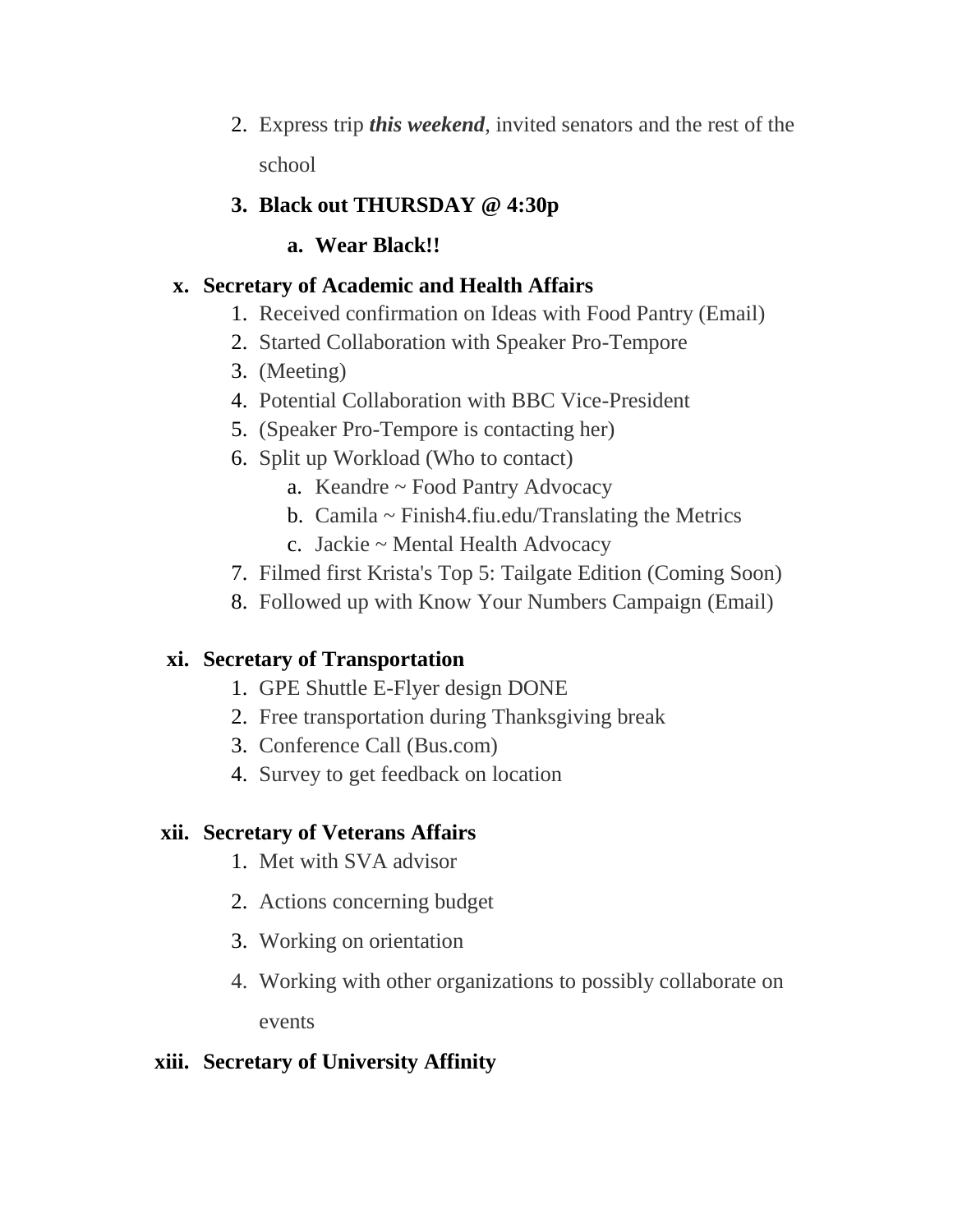2. Express trip ***this weekend***, invited senators and the rest of the school
3. **Black out THURSDAY @ 4:30p**
    a. **Wear Black!!**

x. **Secretary of Academic and Health Affairs**

1. Received confirmation on Ideas with Food Pantry (Email)
2. Started Collaboration with Speaker Pro-Tempore
3. (Meeting)
4. Potential Collaboration with BBC Vice-President
5. (Speaker Pro-Tempore is contacting her)
6. Split up Workload (Who to contact)
    a. Keandre ~ Food Pantry Advocacy
    b. Camila ~ Finish4.fiu.edu/Translating the Metrics
    c. Jackie ~ Mental Health Advocacy
7. Filmed first Krista's Top 5: Tailgate Edition (Coming Soon)
8. Followed up with Know Your Numbers Campaign (Email)

xi. **Secretary of Transportation**

1. GPE Shuttle E-Flyer design DONE
2. Free transportation during Thanksgiving break
3. Conference Call (Bus.com)
4. Survey to get feedback on location

xii. **Secretary of Veterans Affairs**

1. Met with SVA advisor
2. Actions concerning budget
3. Working on orientation
4. Working with other organizations to possibly collaborate on events

xiii. **Secretary of University Affinity**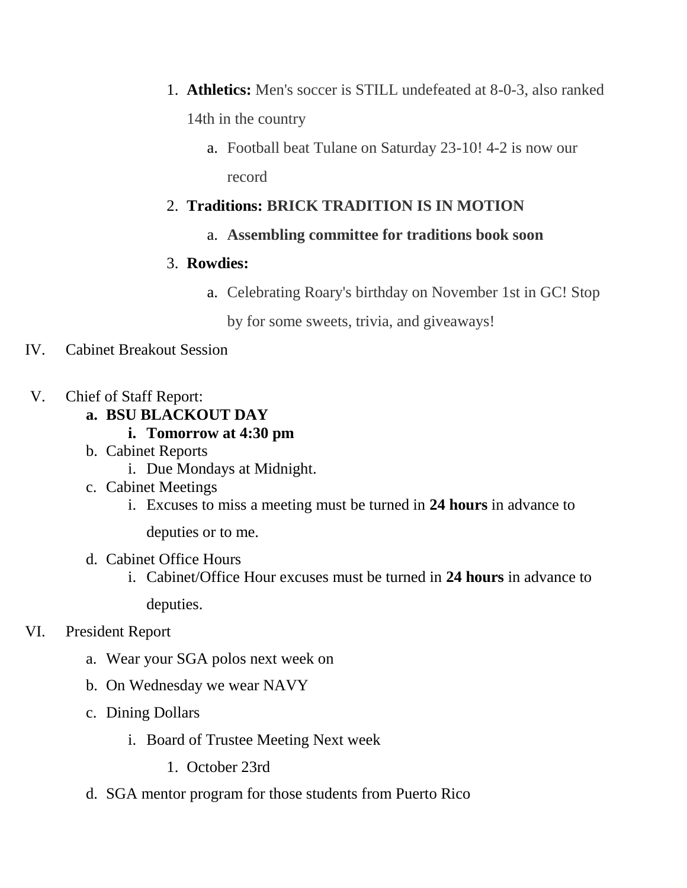1. **Athletics:** Men's soccer is STILL undefeated at 8-0-3, also ranked 14th in the country
    a. Football beat Tulane on Saturday 23-10! 4-2 is now our record
2. **Traditions: BRICK TRADITION IS IN MOTION**
    a. **Assembling committee for traditions book soon**
3. **Rowdies:**
    a. Celebrating Roary's birthday on November 1st in GC! Stop by for some sweets, trivia, and giveaways!

IV. Cabinet Breakout Session

V. Chief of Staff Report:
   a. **BSU BLACKOUT DAY**
      i. **Tomorrow at 4:30 pm**
   b. Cabinet Reports
      i. Due Mondays at Midnight.
   c. Cabinet Meetings
      i. Excuses to miss a meeting must be turned in **24 hours** in advance to deputies or to me.
   d. Cabinet Office Hours
      i. Cabinet/Office Hour excuses must be turned in **24 hours** in advance to deputies.

VI. President Report
   a. Wear your SGA polos next week on
   b. On Wednesday we wear NAVY
   c. Dining Dollars
      i. Board of Trustee Meeting Next week
         1. October 23rd
   d. SGA mentor program for those students from Puerto Rico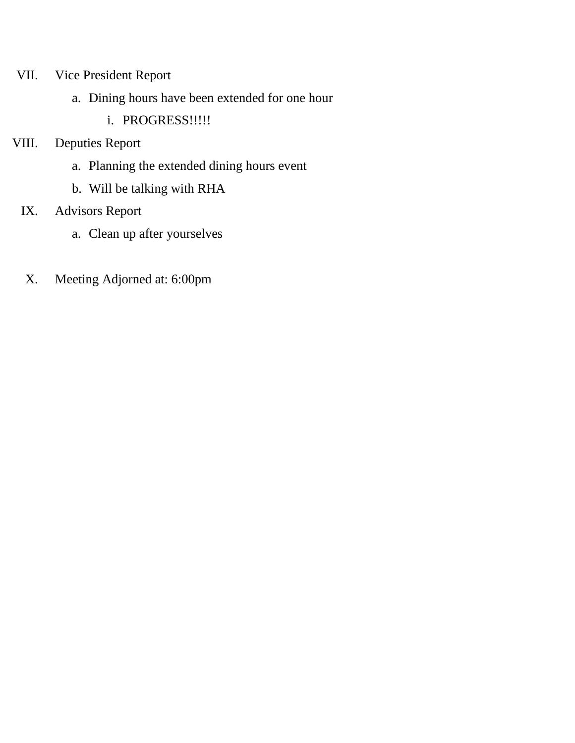VII. Vice President Report
    a. Dining hours have been extended for one hour
        i. PROGRESS!!!!!

VIII. Deputies Report
    a. Planning the extended dining hours event
    b. Will be talking with RHA

IX. Advisors Report
    a. Clean up after yourselves

X. Meeting Adjorned at: 6:00pm